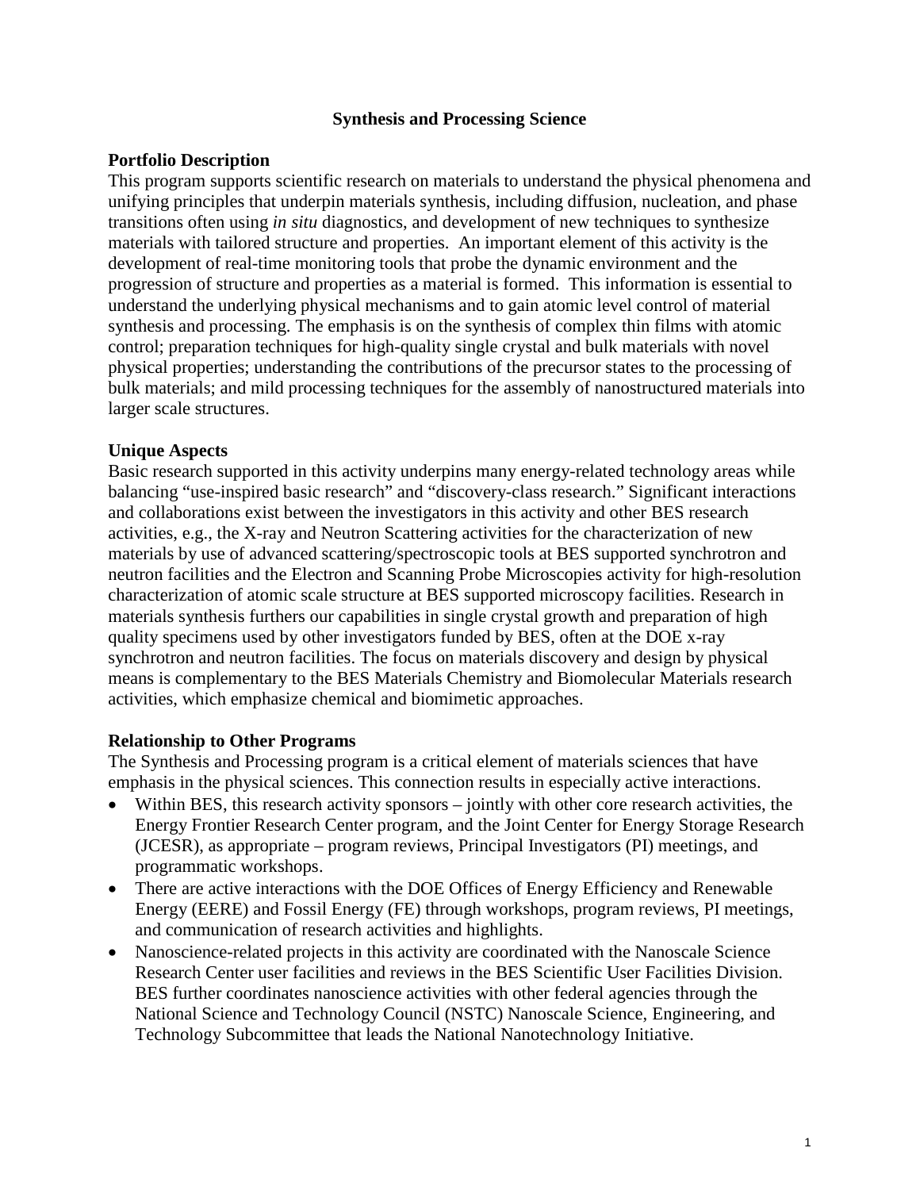# Synthesis and Processing Science

## Portfolio Description

This program supports scientific research on materials to understand the physical phenomena and unifying principles that underpin materials synthesis, including diffusion, nucleation, and phase transitions often using *in situ* diagnostics, and development of new techniques to synthesize materials with tailored structure and properties. An important element of this activity is the development of real-time monitoring tools that probe the dynamic environment and the progression of structure and properties as a material is formed. This information is essential to understand the underlying physical mechanisms and to gain atomic level control of material synthesis and processing. The emphasis is on the synthesis of complex thin films with atomic control; preparation techniques for high-quality single crystal and bulk materials with novel physical properties; understanding the contributions of the precursor states to the processing of bulk materials; and mild processing techniques for the assembly of nanostructured materials into larger scale structures.

## Unique Aspects

Basic research supported in this activity underpins many energy-related technology areas while balancing "use-inspired basic research" and "discovery-class research." Significant interactions and collaborations exist between the investigators in this activity and other BES research activities, e.g., the X-ray and Neutron Scattering activities for the characterization of new materials by use of advanced scattering/spectroscopic tools at BES supported synchrotron and neutron facilities and the Electron and Scanning Probe Microscopies activity for high-resolution characterization of atomic scale structure at BES supported microscopy facilities. Research in materials synthesis furthers our capabilities in single crystal growth and preparation of high quality specimens used by other investigators funded by BES, often at the DOE x-ray synchrotron and neutron facilities. The focus on materials discovery and design by physical means is complementary to the BES Materials Chemistry and Biomolecular Materials research activities, which emphasize chemical and biomimetic approaches.

## Relationship to Other Programs

The Synthesis and Processing program is a critical element of materials sciences that have emphasis in the physical sciences. This connection results in especially active interactions.

- Within BES, this research activity sponsors – jointly with other core research activities, the Energy Frontier Research Center program, and the Joint Center for Energy Storage Research (JCESR), as appropriate – program reviews, Principal Investigators (PI) meetings, and programmatic workshops.
- There are active interactions with the DOE Offices of Energy Efficiency and Renewable Energy (EERE) and Fossil Energy (FE) through workshops, program reviews, PI meetings, and communication of research activities and highlights.
- Nanoscience-related projects in this activity are coordinated with the Nanoscale Science Research Center user facilities and reviews in the BES Scientific User Facilities Division. BES further coordinates nanoscience activities with other federal agencies through the National Science and Technology Council (NSTC) Nanoscale Science, Engineering, and Technology Subcommittee that leads the National Nanotechnology Initiative.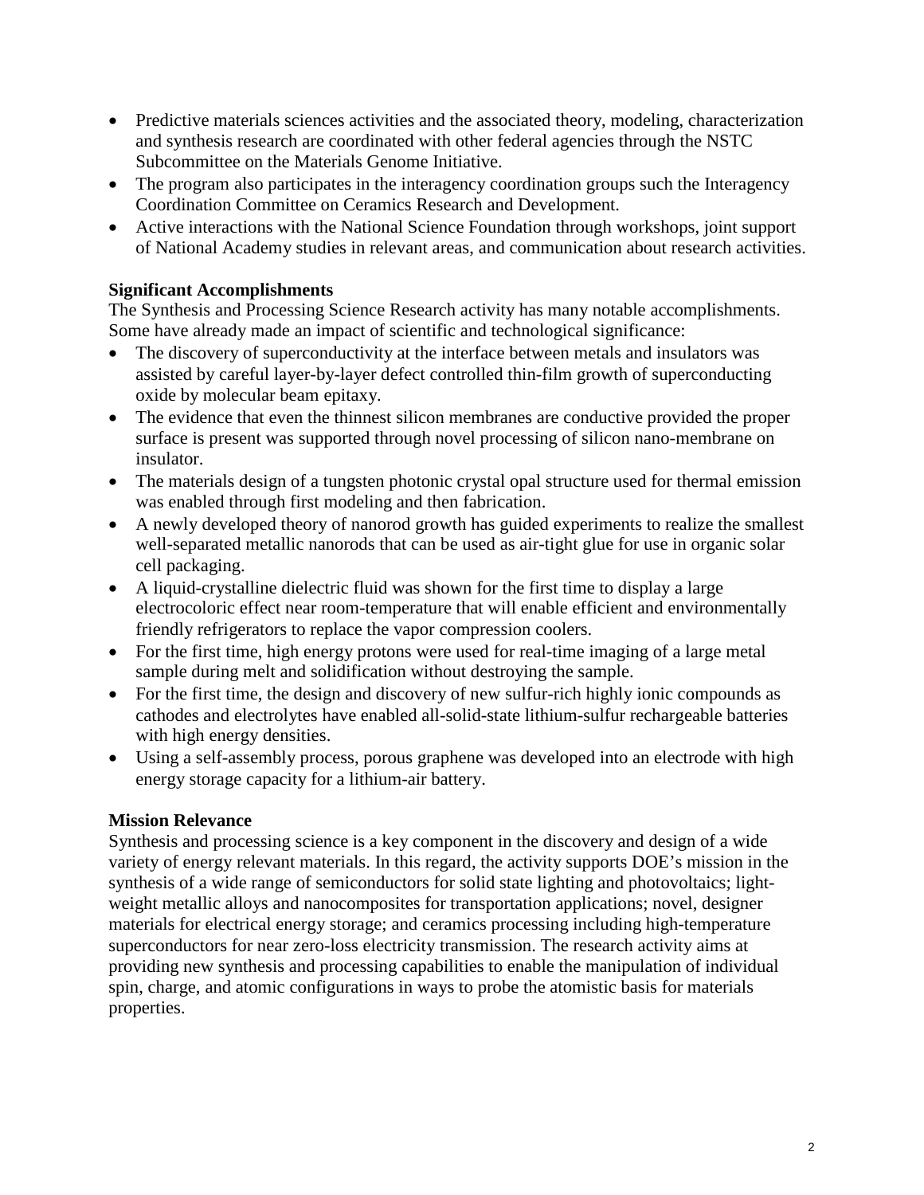- Predictive materials sciences activities and the associated theory, modeling, characterization and synthesis research are coordinated with other federal agencies through the NSTC Subcommittee on the Materials Genome Initiative.
- The program also participates in the interagency coordination groups such the Interagency Coordination Committee on Ceramics Research and Development.
- Active interactions with the National Science Foundation through workshops, joint support of National Academy studies in relevant areas, and communication about research activities.

**Significant Accomplishments**

The Synthesis and Processing Science Research activity has many notable accomplishments. Some have already made an impact of scientific and technological significance:

- The discovery of superconductivity at the interface between metals and insulators was assisted by careful layer-by-layer defect controlled thin-film growth of superconducting oxide by molecular beam epitaxy.
- The evidence that even the thinnest silicon membranes are conductive provided the proper surface is present was supported through novel processing of silicon nano-membrane on insulator.
- The materials design of a tungsten photonic crystal opal structure used for thermal emission was enabled through first modeling and then fabrication.
- A newly developed theory of nanorod growth has guided experiments to realize the smallest well-separated metallic nanorods that can be used as air-tight glue for use in organic solar cell packaging.
- A liquid-crystalline dielectric fluid was shown for the first time to display a large electrocoloric effect near room-temperature that will enable efficient and environmentally friendly refrigerators to replace the vapor compression coolers.
- For the first time, high energy protons were used for real-time imaging of a large metal sample during melt and solidification without destroying the sample.
- For the first time, the design and discovery of new sulfur-rich highly ionic compounds as cathodes and electrolytes have enabled all-solid-state lithium-sulfur rechargeable batteries with high energy densities.
- Using a self-assembly process, porous graphene was developed into an electrode with high energy storage capacity for a lithium-air battery.

**Mission Relevance**

Synthesis and processing science is a key component in the discovery and design of a wide variety of energy relevant materials. In this regard, the activity supports DOE's mission in the synthesis of a wide range of semiconductors for solid state lighting and photovoltaics; light-weight metallic alloys and nanocomposites for transportation applications; novel, designer materials for electrical energy storage; and ceramics processing including high-temperature superconductors for near zero-loss electricity transmission. The research activity aims at providing new synthesis and processing capabilities to enable the manipulation of individual spin, charge, and atomic configurations in ways to probe the atomistic basis for materials properties.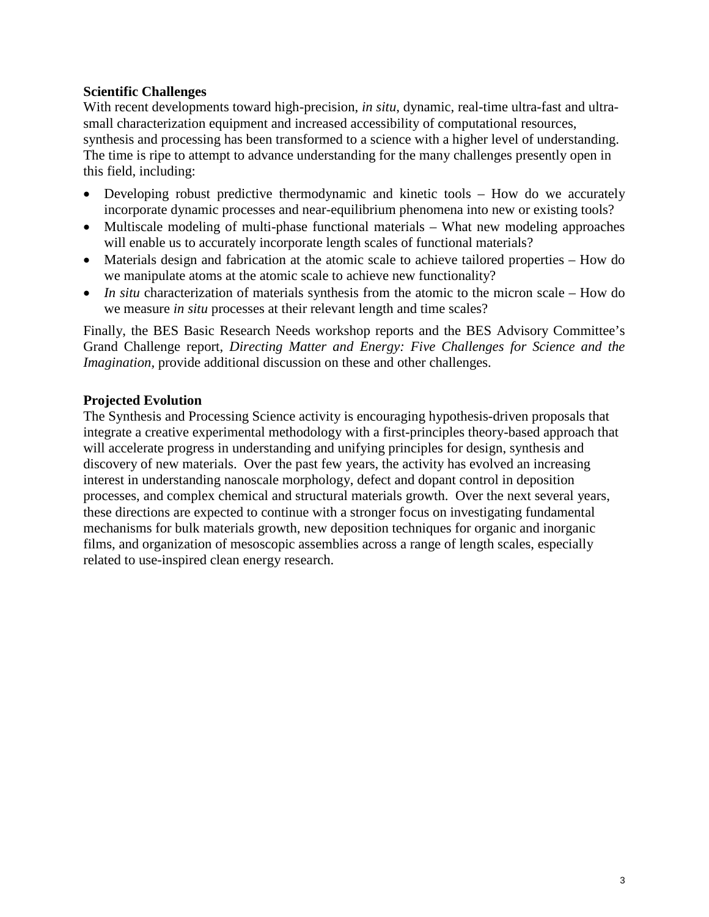**Scientific Challenges**

With recent developments toward high-precision, *in situ*, dynamic, real-time ultra-fast and ultra-small characterization equipment and increased accessibility of computational resources, synthesis and processing has been transformed to a science with a higher level of understanding. The time is ripe to attempt to advance understanding for the many challenges presently open in this field, including:

- Developing robust predictive thermodynamic and kinetic tools – How do we accurately incorporate dynamic processes and near-equilibrium phenomena into new or existing tools?
- Multiscale modeling of multi-phase functional materials – What new modeling approaches will enable us to accurately incorporate length scales of functional materials?
- Materials design and fabrication at the atomic scale to achieve tailored properties – How do we manipulate atoms at the atomic scale to achieve new functionality?
- *In situ* characterization of materials synthesis from the atomic to the micron scale – How do we measure *in situ* processes at their relevant length and time scales?

Finally, the BES Basic Research Needs workshop reports and the BES Advisory Committee's Grand Challenge report, *Directing Matter and Energy: Five Challenges for Science and the Imagination*, provide additional discussion on these and other challenges.

**Projected Evolution**

The Synthesis and Processing Science activity is encouraging hypothesis-driven proposals that integrate a creative experimental methodology with a first-principles theory-based approach that will accelerate progress in understanding and unifying principles for design, synthesis and discovery of new materials. Over the past few years, the activity has evolved an increasing interest in understanding nanoscale morphology, defect and dopant control in deposition processes, and complex chemical and structural materials growth. Over the next several years, these directions are expected to continue with a stronger focus on investigating fundamental mechanisms for bulk materials growth, new deposition techniques for organic and inorganic films, and organization of mesoscopic assemblies across a range of length scales, especially related to use-inspired clean energy research.